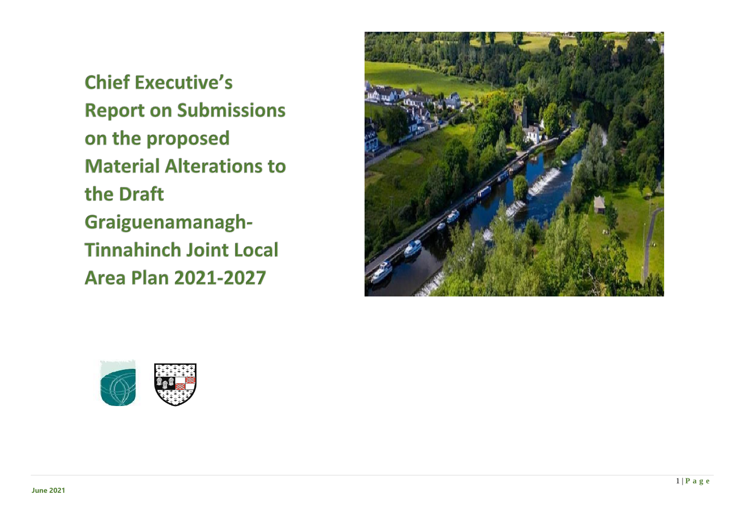# Chief Executive's Report on Submissions on the proposed Material Alterations to the Draft Graiguenamanagh-Tinnahinch Joint Local Area Plan 2021-2027

June 2021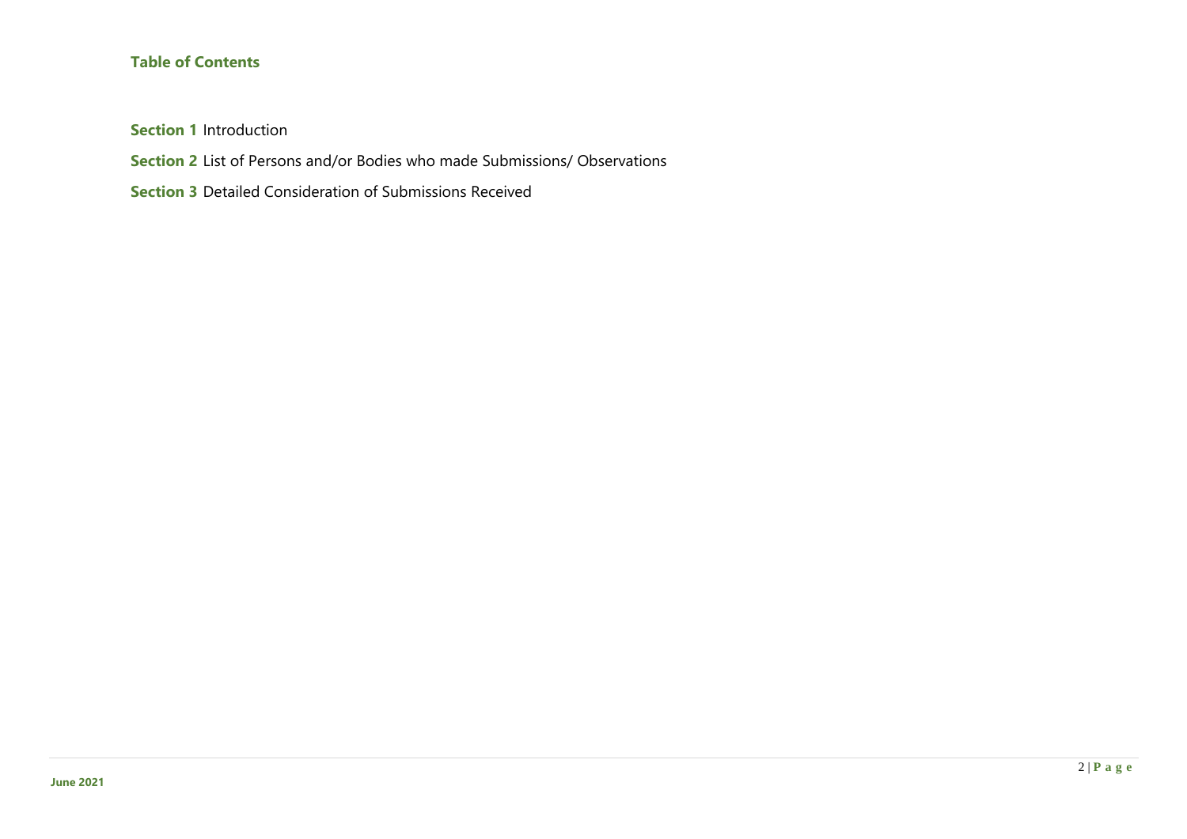**Table of Contents**

**Section 1** Introduction

**Section 2** List of Persons and/or Bodies who made Submissions/ Observations

**Section 3** Detailed Consideration of Submissions Received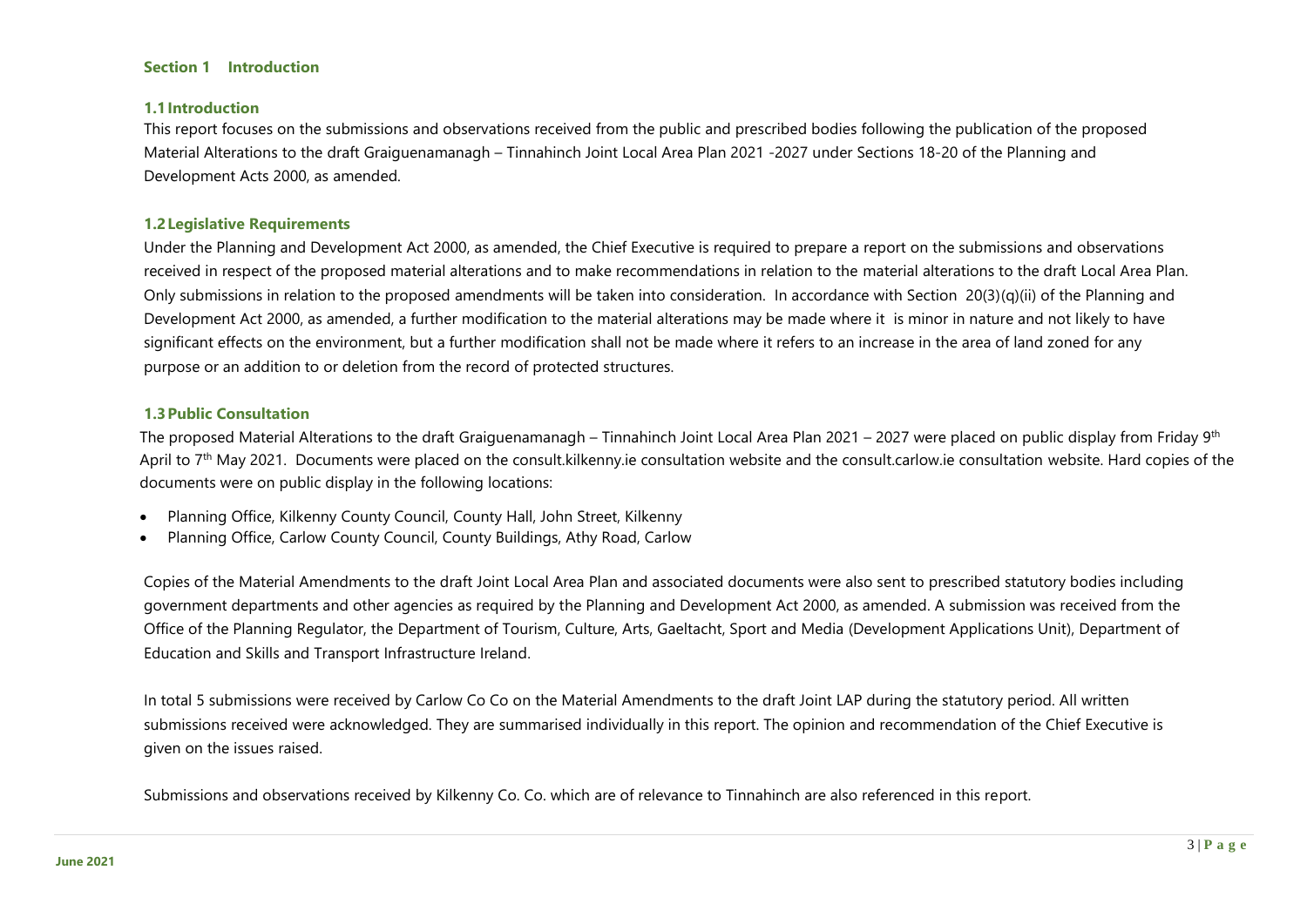## Section 1 Introduction

### 1.1 Introduction

This report focuses on the submissions and observations received from the public and prescribed bodies following the publication of the proposed Material Alterations to the draft Graiguenamanagh – Tinnahinch Joint Local Area Plan 2021 -2027 under Sections 18-20 of the Planning and Development Acts 2000, as amended.

### 1.2 Legislative Requirements

Under the Planning and Development Act 2000, as amended, the Chief Executive is required to prepare a report on the submissions and observations received in respect of the proposed material alterations and to make recommendations in relation to the material alterations to the draft Local Area Plan. Only submissions in relation to the proposed amendments will be taken into consideration. In accordance with Section 20(3)(q)(ii) of the Planning and Development Act 2000, as amended, a further modification to the material alterations may be made where it is minor in nature and not likely to have significant effects on the environment, but a further modification shall not be made where it refers to an increase in the area of land zoned for any purpose or an addition to or deletion from the record of protected structures.

### 1.3 Public Consultation

The proposed Material Alterations to the draft Graiguenamanagh – Tinnahinch Joint Local Area Plan 2021 – 2027 were placed on public display from Friday 9th April to 7th May 2021. Documents were placed on the consult.kilkenny.ie consultation website and the consult.carlow.ie consultation website. Hard copies of the documents were on public display in the following locations:

- Planning Office, Kilkenny County Council, County Hall, John Street, Kilkenny
- Planning Office, Carlow County Council, County Buildings, Athy Road, Carlow

Copies of the Material Amendments to the draft Joint Local Area Plan and associated documents were also sent to prescribed statutory bodies including government departments and other agencies as required by the Planning and Development Act 2000, as amended. A submission was received from the Office of the Planning Regulator, the Department of Tourism, Culture, Arts, Gaeltacht, Sport and Media (Development Applications Unit), Department of Education and Skills and Transport Infrastructure Ireland.

In total 5 submissions were received by Carlow Co Co on the Material Amendments to the draft Joint LAP during the statutory period. All written submissions received were acknowledged. They are summarised individually in this report. The opinion and recommendation of the Chief Executive is given on the issues raised.

Submissions and observations received by Kilkenny Co. Co. which are of relevance to Tinnahinch are also referenced in this report.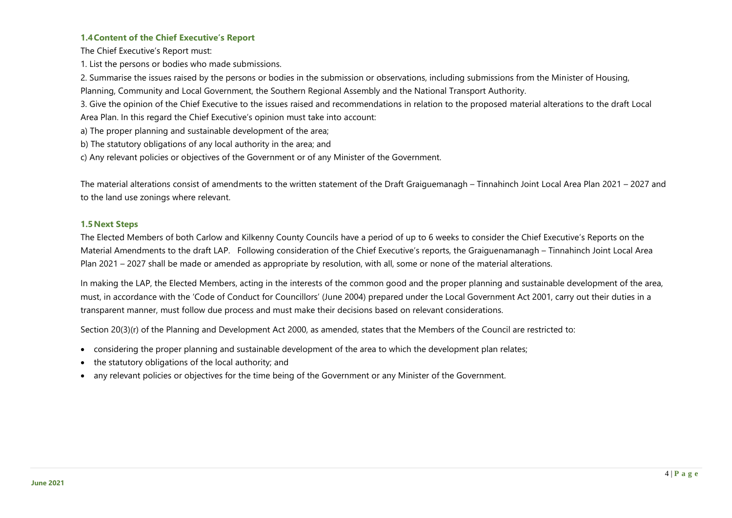### 1.4 Content of the Chief Executive's Report

The Chief Executive's Report must:

1. List the persons or bodies who made submissions.
2. Summarise the issues raised by the persons or bodies in the submission or observations, including submissions from the Minister of Housing, Planning, Community and Local Government, the Southern Regional Assembly and the National Transport Authority.
3. Give the opinion of the Chief Executive to the issues raised and recommendations in relation to the proposed material alterations to the draft Local Area Plan. In this regard the Chief Executive's opinion must take into account:

a) The proper planning and sustainable development of the area;

b) The statutory obligations of any local authority in the area; and

c) Any relevant policies or objectives of the Government or of any Minister of the Government.

The material alterations consist of amendments to the written statement of the Draft Graiguemanagh – Tinnahinch Joint Local Area Plan 2021 – 2027 and to the land use zonings where relevant.

### 1.5 Next Steps

The Elected Members of both Carlow and Kilkenny County Councils have a period of up to 6 weeks to consider the Chief Executive's Reports on the Material Amendments to the draft LAP. Following consideration of the Chief Executive's reports, the Graiguenamanagh – Tinnahinch Joint Local Area Plan 2021 – 2027 shall be made or amended as appropriate by resolution, with all, some or none of the material alterations.

In making the LAP, the Elected Members, acting in the interests of the common good and the proper planning and sustainable development of the area, must, in accordance with the 'Code of Conduct for Councillors' (June 2004) prepared under the Local Government Act 2001, carry out their duties in a transparent manner, must follow due process and must make their decisions based on relevant considerations.

Section 20(3)(r) of the Planning and Development Act 2000, as amended, states that the Members of the Council are restricted to:

- considering the proper planning and sustainable development of the area to which the development plan relates;
- the statutory obligations of the local authority; and
- any relevant policies or objectives for the time being of the Government or any Minister of the Government.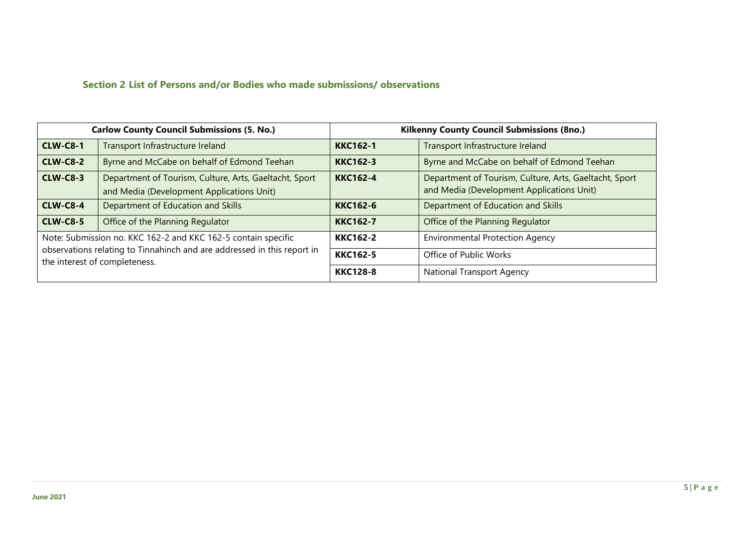## Section 2 List of Persons and/or Bodies who made submissions/ observations

| Carlow County Council Submissions (5. No.) | | Kilkenny County Council Submissions (8no.) | |
|---|---|---|---|
| **CLW-C8-1** | Transport Infrastructure Ireland | **KKC162-1** | Transport Infrastructure Ireland |
| **CLW-C8-2** | Byrne and McCabe on behalf of Edmond Teehan | **KKC162-3** | Byrne and McCabe on behalf of Edmond Teehan |
| **CLW-C8-3** | Department of Tourism, Culture, Arts, Gaeltacht, Sport and Media (Development Applications Unit) | **KKC162-4** | Department of Tourism, Culture, Arts, Gaeltacht, Sport and Media (Development Applications Unit) |
| **CLW-C8-4** | Department of Education and Skills | **KKC162-6** | Department of Education and Skills |
| **CLW-C8-5** | Office of the Planning Regulator | **KKC162-7** | Office of the Planning Regulator |
| Note: Submission no. KKC 162-2 and KKC 162-5 contain specific observations relating to Tinnahinch and are addressed in this report in the interest of completeness. | | **KKC162-2** | Environmental Protection Agency |
| | | **KKC162-5** | Office of Public Works |
| | | **KKC128-8** | National Transport Agency |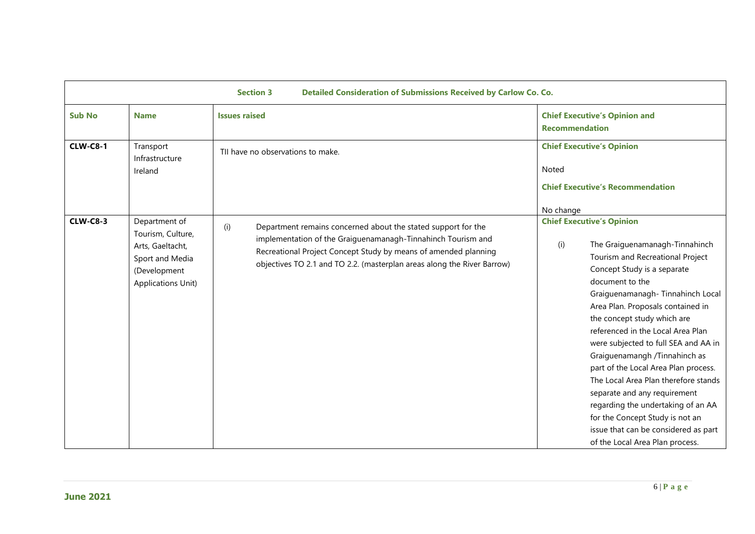| Section 3 Detailed Consideration of Submissions Received by Carlow Co. Co. | | | |
|---|---|---|---|
| **Sub No** | **Name** | **Issues raised** | **Chief Executive's Opinion and Recommendation** |
| **CLW-C8-1** | Transport Infrastructure Ireland | TII have no observations to make. | **Chief Executive's Opinion**<br><br>Noted<br><br>**Chief Executive's Recommendation**<br><br>No change |
| **CLW-C8-3** | Department of Tourism, Culture, Arts, Gaeltacht, Sport and Media (Development Applications Unit) | (i) Department remains concerned about the stated support for the implementation of the Graiguenamanagh-Tinnahinch Tourism and Recreational Project Concept Study by means of amended planning objectives TO 2.1 and TO 2.2. (masterplan areas along the River Barrow) | **Chief Executive's Opinion**<br><br>(i) The Graiguenamanagh-Tinnahinch Tourism and Recreational Project Concept Study is a separate document to the Graiguenamanagh- Tinnahinch Local Area Plan. Proposals contained in the concept study which are referenced in the Local Area Plan were subjected to full SEA and AA in Graiguenamangh /Tinnahinch as part of the Local Area Plan process. The Local Area Plan therefore stands separate and any requirement regarding the undertaking of an AA for the Concept Study is not an issue that can be considered as part of the Local Area Plan process. |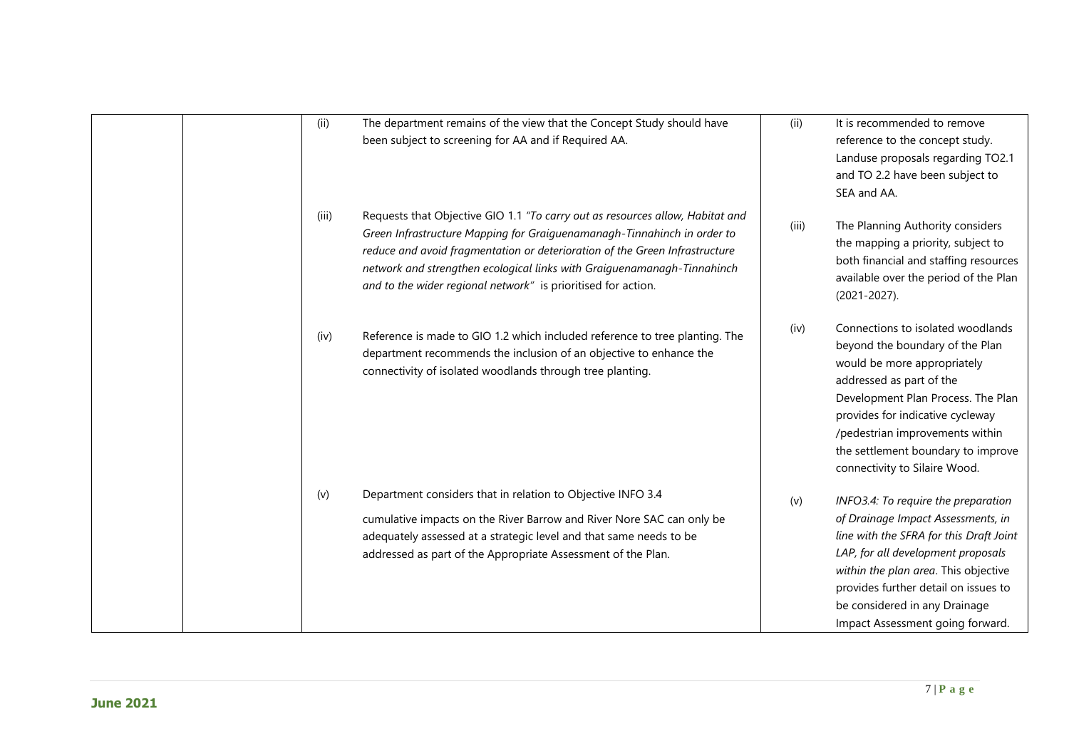| | | | | | |
|---|---|---|---|---|---|
| | | (ii) | The department remains of the view that the Concept Study should have been subject to screening for AA and if Required AA. | (ii) | It is recommended to remove reference to the concept study. Landuse proposals regarding TO2.1 and TO 2.2 have been subject to SEA and AA. |
| | | (iii) | Requests that Objective GIO 1.1 *"To carry out as resources allow, Habitat and Green Infrastructure Mapping for Graiguenamanagh-Tinnahinch in order to reduce and avoid fragmentation or deterioration of the Green Infrastructure network and strengthen ecological links with Graiguenamanagh-Tinnahinch and to the wider regional network"* is prioritised for action. | (iii) | The Planning Authority considers the mapping a priority, subject to both financial and staffing resources available over the period of the Plan (2021-2027). |
| | | (iv) | Reference is made to GIO 1.2 which included reference to tree planting. The department recommends the inclusion of an objective to enhance the connectivity of isolated woodlands through tree planting. | (iv) | Connections to isolated woodlands beyond the boundary of the Plan would be more appropriately addressed as part of the Development Plan Process. The Plan provides for indicative cycleway /pedestrian improvements within the settlement boundary to improve connectivity to Silaire Wood. |
| | | (v) | Department considers that in relation to Objective INFO 3.4 cumulative impacts on the River Barrow and River Nore SAC can only be adequately assessed at a strategic level and that same needs to be addressed as part of the Appropriate Assessment of the Plan. | (v) | *INFO3.4: To require the preparation of Drainage Impact Assessments, in line with the SFRA for this Draft Joint LAP, for all development proposals within the plan area*. This objective provides further detail on issues to be considered in any Drainage Impact Assessment going forward. |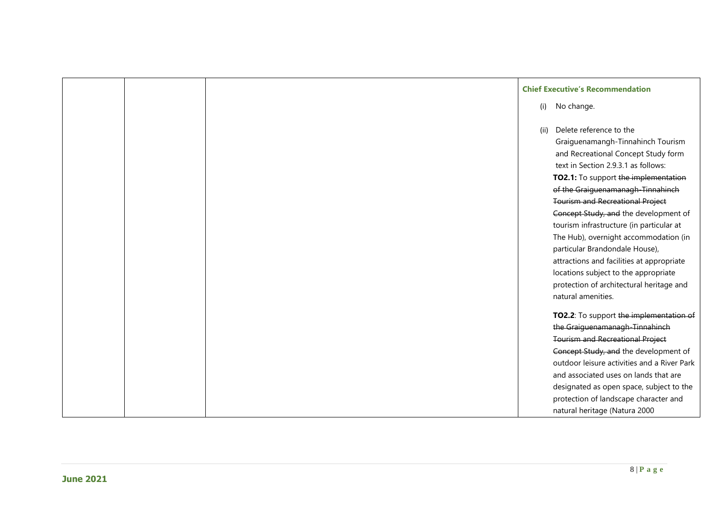| | | | **Chief Executive's Recommendation**<br><br>(i) No change.<br><br>(ii) Delete reference to the Graiguenamangh-Tinnahinch Tourism and Recreational Concept Study form text in Section 2.9.3.1 as follows:<br>**TO2.1:** To support ~~the implementation of the Graiguenamanagh-Tinnahinch Tourism and Recreational Project Concept Study, and~~ the development of tourism infrastructure (in particular at The Hub), overnight accommodation (in particular Brandondale House), attractions and facilities at appropriate locations subject to the appropriate protection of architectural heritage and natural amenities.<br><br>**TO2.2**: To support ~~the implementation of the Graiguenamanagh-Tinnahinch Tourism and Recreational Project Concept Study, and~~ the development of outdoor leisure activities and a River Park and associated uses on lands that are designated as open space, subject to the protection of landscape character and natural heritage (Natura 2000 |
|---|---|---|---|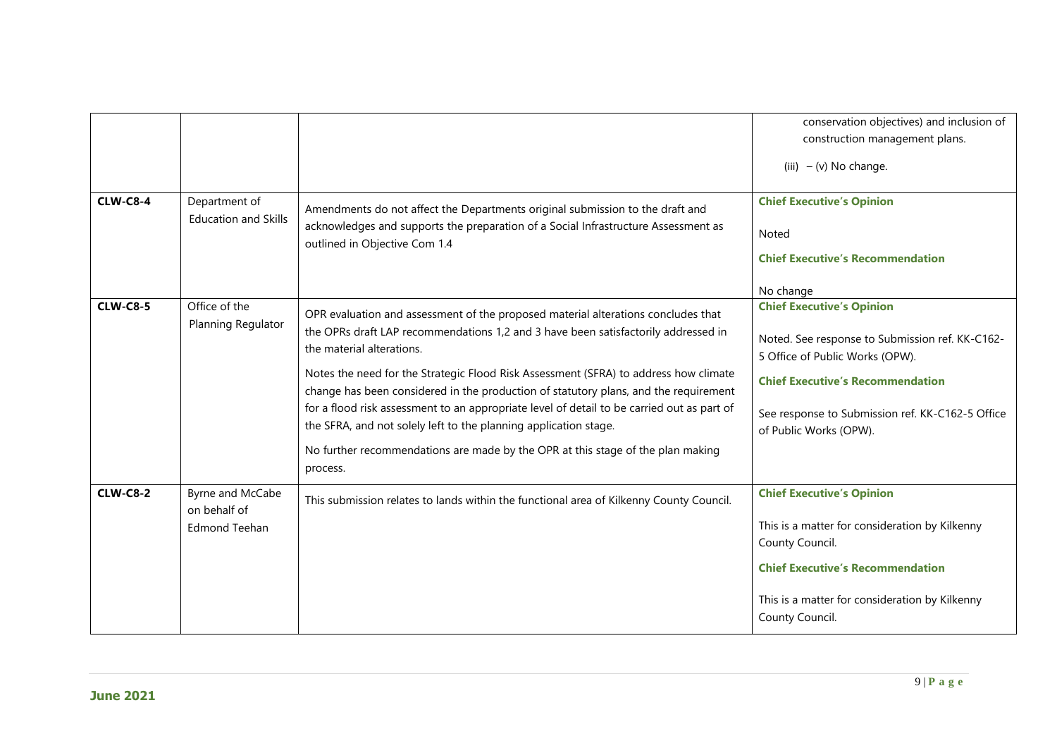| | | | |
|---|---|---|---|
| | | | conservation objectives) and inclusion of construction management plans.<br><br>(iii) – (v) No change. |
| **CLW-C8-4** | Department of Education and Skills | Amendments do not affect the Departments original submission to the draft and acknowledges and supports the preparation of a Social Infrastructure Assessment as outlined in Objective Com 1.4 | **Chief Executive's Opinion**<br><br>Noted<br><br>**Chief Executive's Recommendation**<br><br>No change |
| **CLW-C8-5** | Office of the Planning Regulator | OPR evaluation and assessment of the proposed material alterations concludes that the OPRs draft LAP recommendations 1,2 and 3 have been satisfactorily addressed in the material alterations.<br><br>Notes the need for the Strategic Flood Risk Assessment (SFRA) to address how climate change has been considered in the production of statutory plans, and the requirement for a flood risk assessment to an appropriate level of detail to be carried out as part of the SFRA, and not solely left to the planning application stage.<br><br>No further recommendations are made by the OPR at this stage of the plan making process. | **Chief Executive's Opinion**<br><br>Noted. See response to Submission ref. KK-C162-5 Office of Public Works (OPW).<br><br>**Chief Executive's Recommendation**<br><br>See response to Submission ref. KK-C162-5 Office of Public Works (OPW). |
| **CLW-C8-2** | Byrne and McCabe on behalf of Edmond Teehan | This submission relates to lands within the functional area of Kilkenny County Council. | **Chief Executive's Opinion**<br><br>This is a matter for consideration by Kilkenny County Council.<br><br>**Chief Executive's Recommendation**<br><br>This is a matter for consideration by Kilkenny County Council. |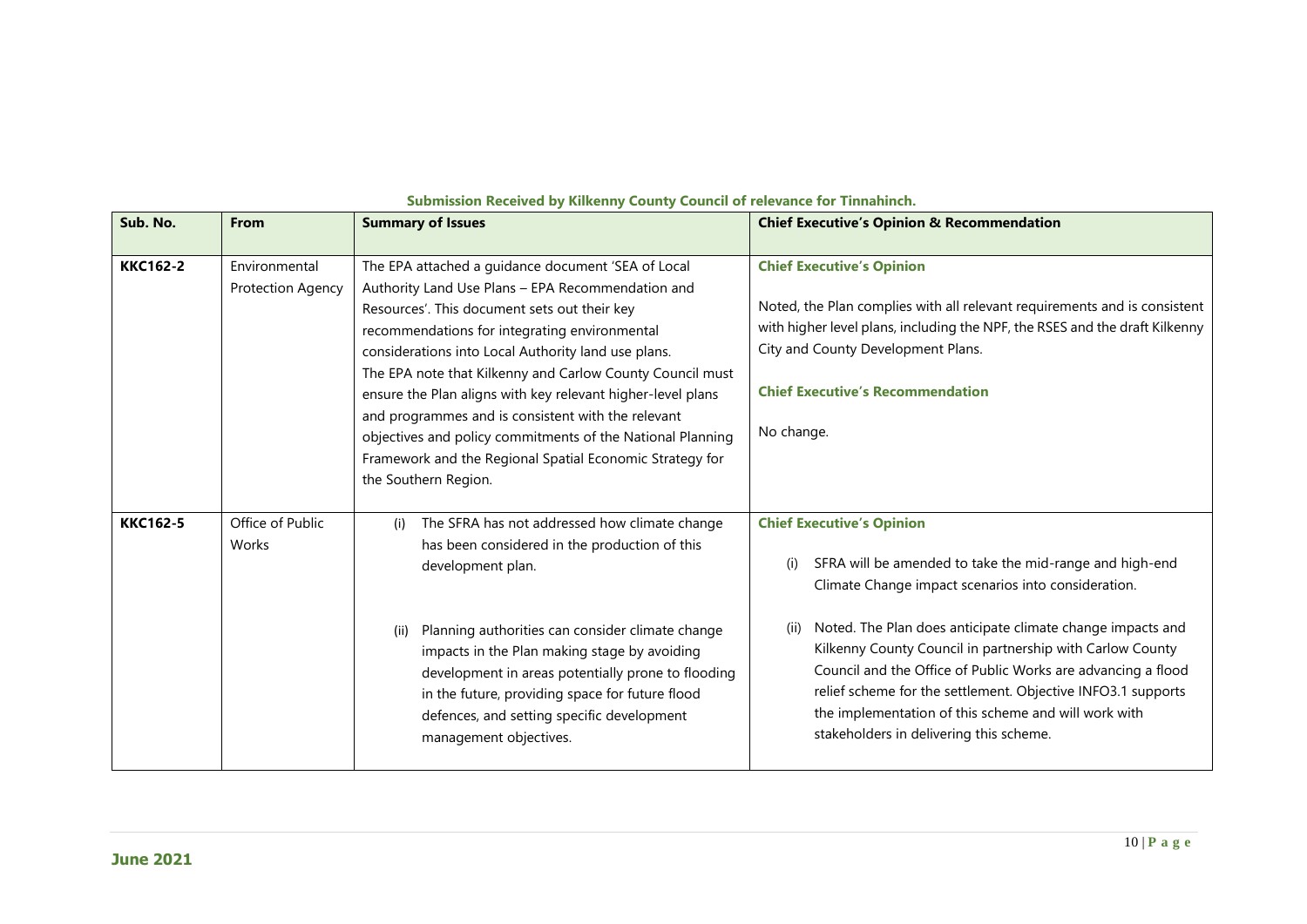**Submission Received by Kilkenny County Council of relevance for Tinnahinch.**

| Sub. No. | From | Summary of Issues | Chief Executive's Opinion & Recommendation |
|---|---|---|---|
| **KKC162-2** | Environmental Protection Agency | The EPA attached a guidance document 'SEA of Local Authority Land Use Plans – EPA Recommendation and Resources'. This document sets out their key recommendations for integrating environmental considerations into Local Authority land use plans.<br>The EPA note that Kilkenny and Carlow County Council must ensure the Plan aligns with key relevant higher-level plans and programmes and is consistent with the relevant objectives and policy commitments of the National Planning Framework and the Regional Spatial Economic Strategy for the Southern Region. | **Chief Executive's Opinion**<br><br>Noted, the Plan complies with all relevant requirements and is consistent with higher level plans, including the NPF, the RSES and the draft Kilkenny City and County Development Plans.<br><br>**Chief Executive's Recommendation**<br><br>No change. |
| **KKC162-5** | Office of Public Works | (i) The SFRA has not addressed how climate change has been considered in the production of this development plan.<br><br>(ii) Planning authorities can consider climate change impacts in the Plan making stage by avoiding development in areas potentially prone to flooding in the future, providing space for future flood defences, and setting specific development management objectives. | **Chief Executive's Opinion**<br><br>(i) SFRA will be amended to take the mid-range and high-end Climate Change impact scenarios into consideration.<br><br>(ii) Noted. The Plan does anticipate climate change impacts and Kilkenny County Council in partnership with Carlow County Council and the Office of Public Works are advancing a flood relief scheme for the settlement. Objective INFO3.1 supports the implementation of this scheme and will work with stakeholders in delivering this scheme. |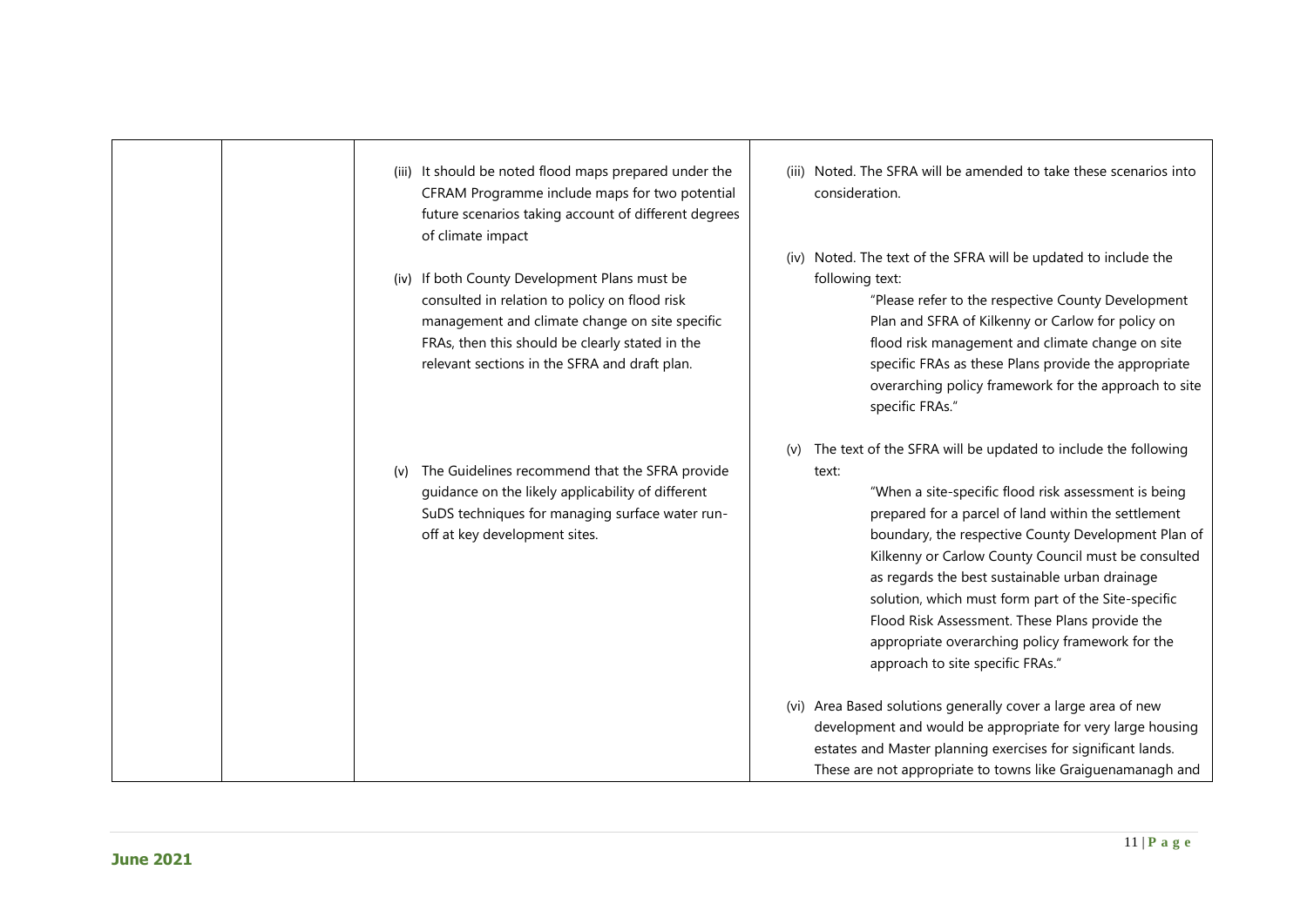| | | | |
|---|---|---|---|
| | | (iii) It should be noted flood maps prepared under the CFRAM Programme include maps for two potential future scenarios taking account of different degrees of climate impact<br><br>(iv) If both County Development Plans must be consulted in relation to policy on flood risk management and climate change on site specific FRAs, then this should be clearly stated in the relevant sections in the SFRA and draft plan.<br><br>(v) The Guidelines recommend that the SFRA provide guidance on the likely applicability of different SuDS techniques for managing surface water run-off at key development sites. | (iii) Noted. The SFRA will be amended to take these scenarios into consideration.<br><br>(iv) Noted. The text of the SFRA will be updated to include the following text:<br>"Please refer to the respective County Development Plan and SFRA of Kilkenny or Carlow for policy on flood risk management and climate change on site specific FRAs as these Plans provide the appropriate overarching policy framework for the approach to site specific FRAs."<br><br>(v) The text of the SFRA will be updated to include the following text:<br>"When a site-specific flood risk assessment is being prepared for a parcel of land within the settlement boundary, the respective County Development Plan of Kilkenny or Carlow County Council must be consulted as regards the best sustainable urban drainage solution, which must form part of the Site-specific Flood Risk Assessment. These Plans provide the appropriate overarching policy framework for the approach to site specific FRAs."<br><br>(vi) Area Based solutions generally cover a large area of new development and would be appropriate for very large housing estates and Master planning exercises for significant lands. These are not appropriate to towns like Graiguenamanagh and |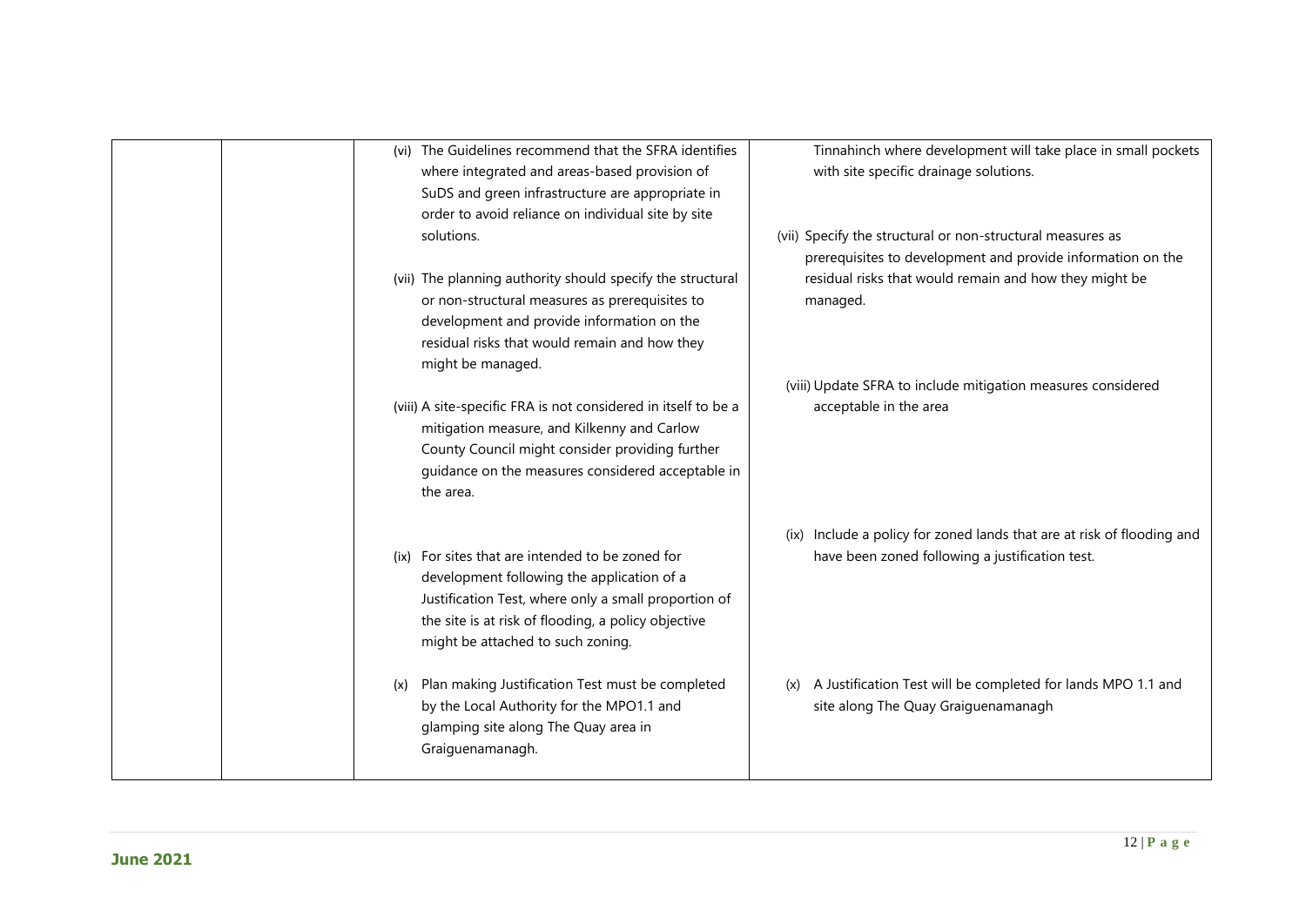| | | | |
|---|---|---|---|
| | | (vi) The Guidelines recommend that the SFRA identifies where integrated and areas-based provision of SuDS and green infrastructure are appropriate in order to avoid reliance on individual site by site solutions. | Tinnahinch where development will take place in small pockets with site specific drainage solutions. |
| | | (vii) The planning authority should specify the structural or non-structural measures as prerequisites to development and provide information on the residual risks that would remain and how they might be managed. | (vii) Specify the structural or non-structural measures as prerequisites to development and provide information on the residual risks that would remain and how they might be managed. |
| | | (viii) A site-specific FRA is not considered in itself to be a mitigation measure, and Kilkenny and Carlow County Council might consider providing further guidance on the measures considered acceptable in the area. | (viii) Update SFRA to include mitigation measures considered acceptable in the area |
| | | (ix) For sites that are intended to be zoned for development following the application of a Justification Test, where only a small proportion of the site is at risk of flooding, a policy objective might be attached to such zoning. | (ix) Include a policy for zoned lands that are at risk of flooding and have been zoned following a justification test. |
| | | (x) Plan making Justification Test must be completed by the Local Authority for the MPO1.1 and glamping site along The Quay area in Graiguenamanagh. | (x) A Justification Test will be completed for lands MPO 1.1 and site along The Quay Graiguenamanagh |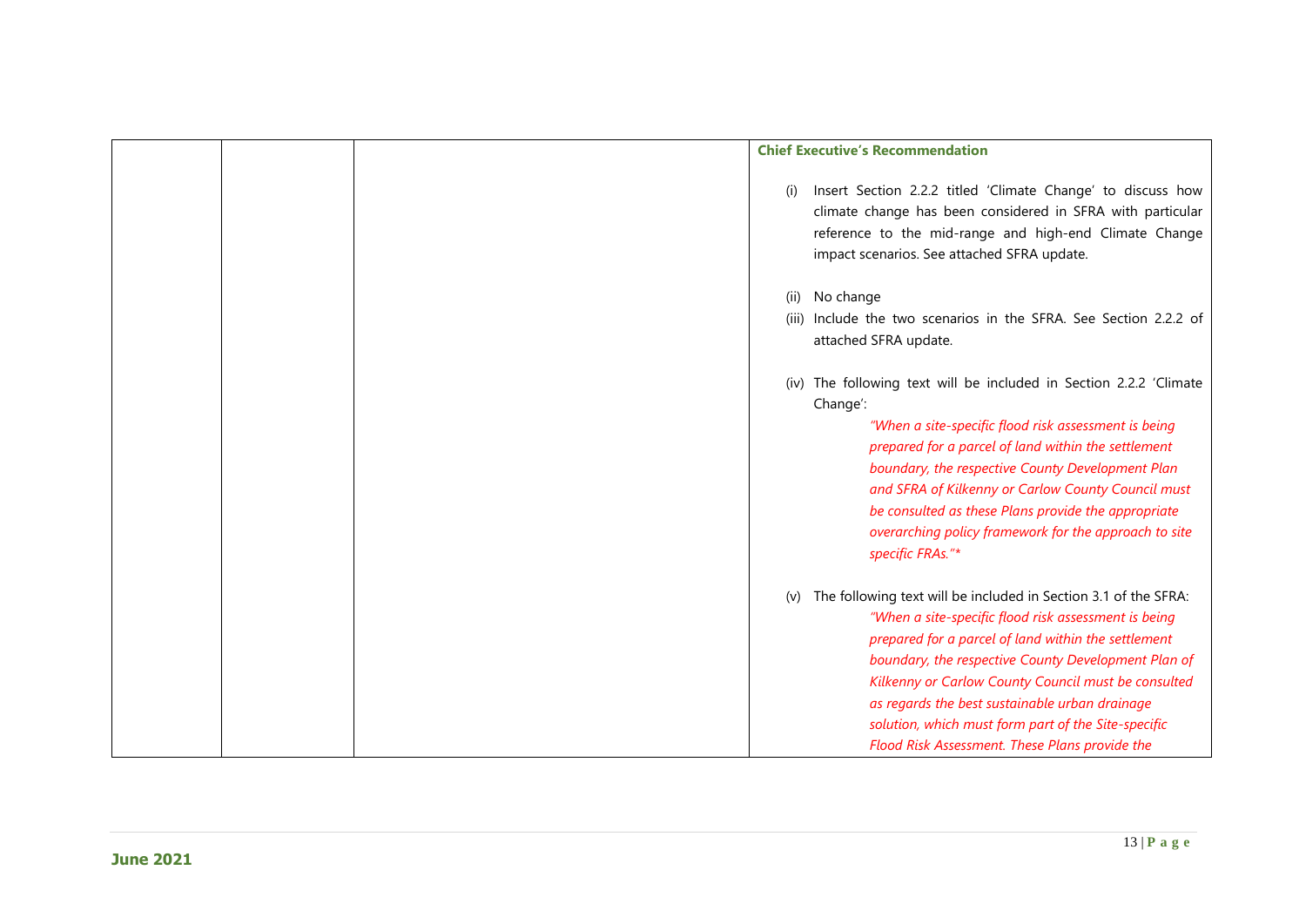|  |  |  | **Chief Executive's Recommendation**<br><br>(i) Insert Section 2.2.2 titled 'Climate Change' to discuss how climate change has been considered in SFRA with particular reference to the mid-range and high-end Climate Change impact scenarios. See attached SFRA update.<br><br>(ii) No change<br>(iii) Include the two scenarios in the SFRA. See Section 2.2.2 of attached SFRA update.<br><br>(iv) The following text will be included in Section 2.2.2 'Climate Change':<br>*"When a site-specific flood risk assessment is being prepared for a parcel of land within the settlement boundary, the respective County Development Plan and SFRA of Kilkenny or Carlow County Council must be consulted as these Plans provide the appropriate overarching policy framework for the approach to site specific FRAs."**<br><br>(v) The following text will be included in Section 3.1 of the SFRA:<br>*"When a site-specific flood risk assessment is being prepared for a parcel of land within the settlement boundary, the respective County Development Plan of Kilkenny or Carlow County Council must be consulted as regards the best sustainable urban drainage solution, which must form part of the Site-specific Flood Risk Assessment. These Plans provide the* |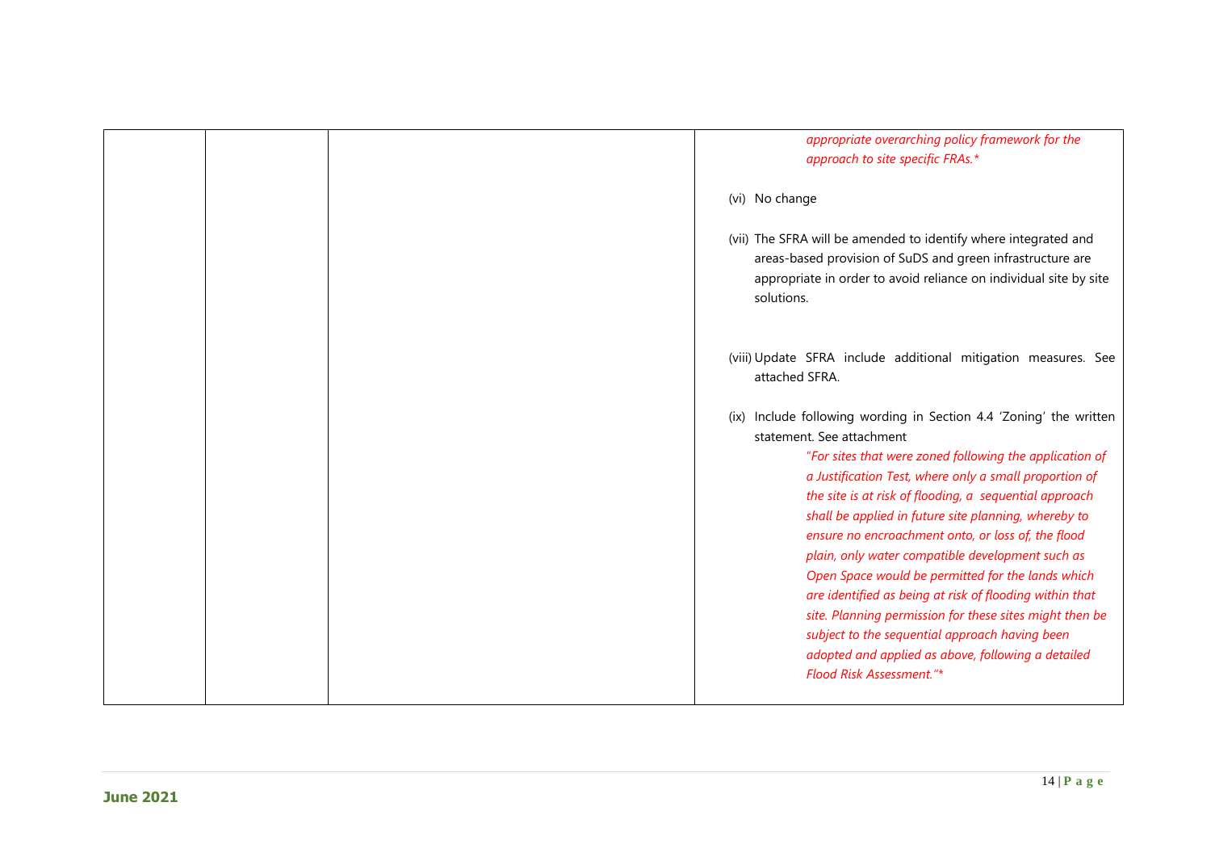| | | | |
|---|---|---|---|
| | | | *appropriate overarching policy framework for the approach to site specific FRAs.** <br><br> (vi) No change <br><br> (vii) The SFRA will be amended to identify where integrated and areas-based provision of SuDS and green infrastructure are appropriate in order to avoid reliance on individual site by site solutions. <br><br> (viii) Update SFRA include additional mitigation measures. See attached SFRA. <br><br> (ix) Include following wording in Section 4.4 'Zoning' the written statement. See attachment <br> *"For sites that were zoned following the application of a Justification Test, where only a small proportion of the site is at risk of flooding, a sequential approach shall be applied in future site planning, whereby to ensure no encroachment onto, or loss of, the flood plain, only water compatible development such as Open Space would be permitted for the lands which are identified as being at risk of flooding within that site. Planning permission for these sites might then be subject to the sequential approach having been adopted and applied as above, following a detailed Flood Risk Assessment."** |

**June 2021**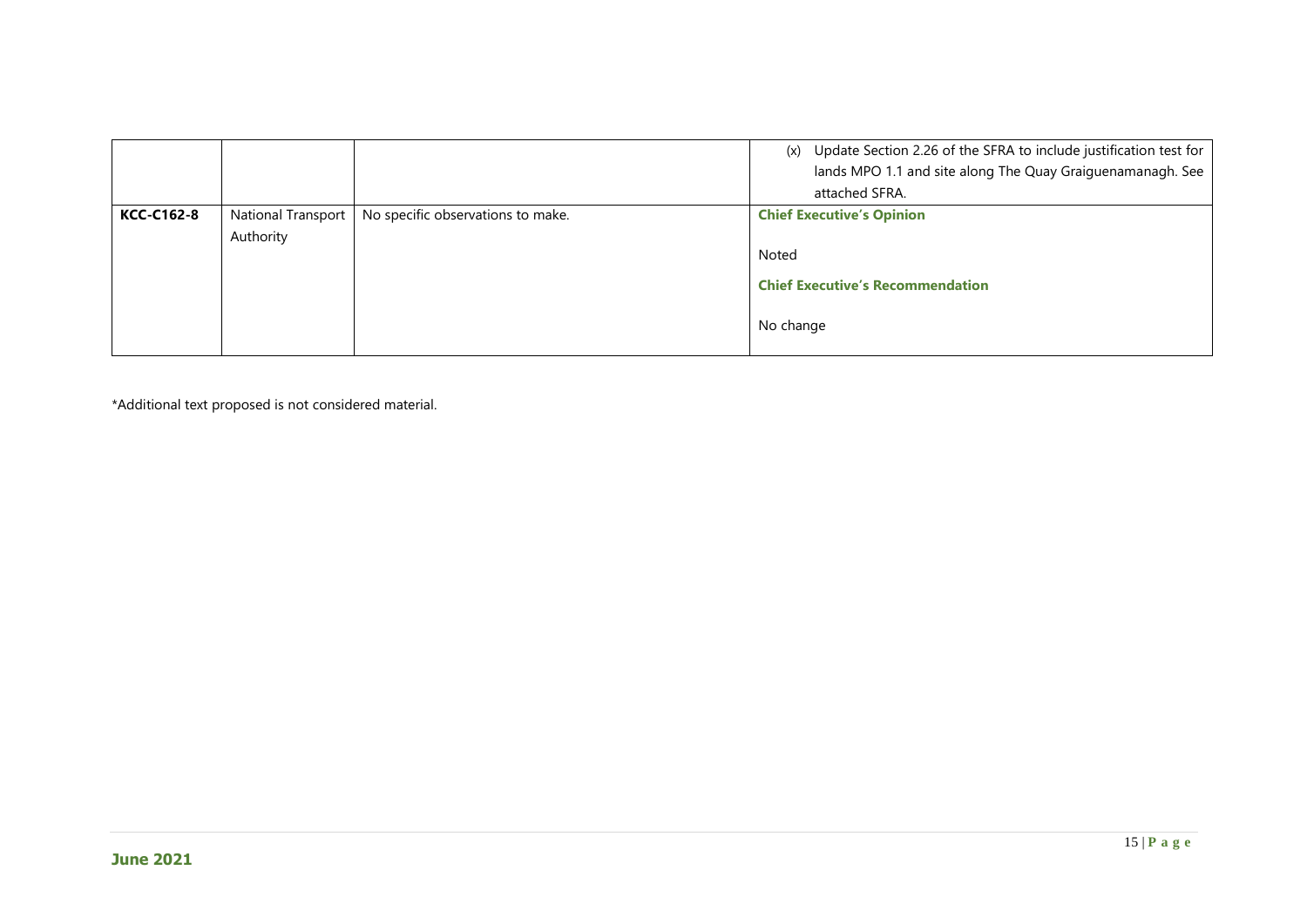| | | | |
|---|---|---|---|
| | | | (x) Update Section 2.26 of the SFRA to include justification test for lands MPO 1.1 and site along The Quay Graiguenamanagh. See attached SFRA. |
| **KCC-C162-8** | National Transport Authority | No specific observations to make. | **Chief Executive's Opinion**<br><br>Noted<br><br>**Chief Executive's Recommendation**<br><br>No change |

*Additional text proposed is not considered material.